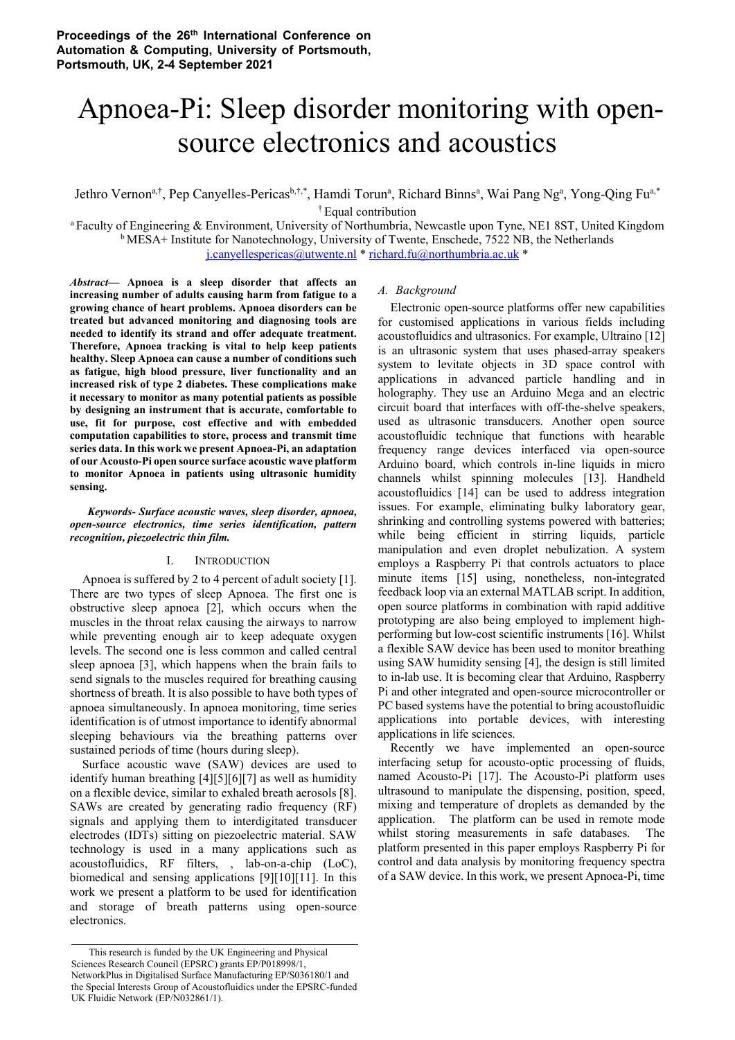**Proceedings of the 26th International Conference on Automation & Computing, University of Portsmouth, Portsmouth, UK, 2-4 September 2021**

# Apnoea-Pi: Sleep disorder monitoring with open-source electronics and acoustics

Jethro Vernon[a,†], Pep Canyelles-Pericas[b,†,*], Hamdi Torun[a], Richard Binns[a], Wai Pang Ng[a], Yong-Qing Fu[a,*]

[†] Equal contribution

[a] Faculty of Engineering & Environment, University of Northumbria, Newcastle upon Tyne, NE1 8ST, United Kingdom

[b] MESA+ Institute for Nanotechnology, University of Twente, Enschede, 7522 NB, the Netherlands

j.canyellespericas@utwente.nl * richard.fu@northumbria.ac.uk *

***Abstract*— Apnoea is a sleep disorder that affects an increasing number of adults causing harm from fatigue to a growing chance of heart problems. Apnoea disorders can be treated but advanced monitoring and diagnosing tools are needed to identify its strand and offer adequate treatment. Therefore, Apnoea tracking is vital to help keep patients healthy. Sleep Apnoea can cause a number of conditions such as fatigue, high blood pressure, liver functionality and an increased risk of type 2 diabetes. These complications make it necessary to monitor as many potential patients as possible by designing an instrument that is accurate, comfortable to use, fit for purpose, cost effective and with embedded computation capabilities to store, process and transmit time series data. In this work we present Apnoea-Pi, an adaptation of our Acousto-Pi open source surface acoustic wave platform to monitor Apnoea in patients using ultrasonic humidity sensing.**

***Keywords- Surface acoustic waves, sleep disorder, apnoea, open-source electronics, time series identification, pattern recognition, piezoelectric thin film.***

## I. INTRODUCTION

Apnoea is suffered by 2 to 4 percent of adult society [1]. There are two types of sleep Apnoea. The first one is obstructive sleep apnoea [2], which occurs when the muscles in the throat relax causing the airways to narrow while preventing enough air to keep adequate oxygen levels. The second one is less common and called central sleep apnoea [3], which happens when the brain fails to send signals to the muscles required for breathing causing shortness of breath. It is also possible to have both types of apnoea simultaneously. In apnoea monitoring, time series identification is of utmost importance to identify abnormal sleeping behaviours via the breathing patterns over sustained periods of time (hours during sleep).

Surface acoustic wave (SAW) devices are used to identify human breathing [4][5][6][7] as well as humidity on a flexible device, similar to exhaled breath aerosols [8]. SAWs are created by generating radio frequency (RF) signals and applying them to interdigitated transducer electrodes (IDTs) sitting on piezoelectric material. SAW technology is used in a many applications such as acoustofluidics, RF filters, , lab-on-a-chip (LoC), biomedical and sensing applications [9][10][11]. In this work we present a platform to be used for identification and storage of breath patterns using open-source electronics.

### A. Background

Electronic open-source platforms offer new capabilities for customised applications in various fields including acoustofluidics and ultrasonics. For example, Ultraino [12] is an ultrasonic system that uses phased-array speakers system to levitate objects in 3D space control with applications in advanced particle handling and in holography. They use an Arduino Mega and an electric circuit board that interfaces with off-the-shelve speakers, used as ultrasonic transducers. Another open source acoustofluidic technique that functions with hearable frequency range devices interfaced via open-source Arduino board, which controls in-line liquids in micro channels whilst spinning molecules [13]. Handheld acoustofluidics [14] can be used to address integration issues. For example, eliminating bulky laboratory gear, shrinking and controlling systems powered with batteries; while being efficient in stirring liquids, particle manipulation and even droplet nebulization. A system employs a Raspberry Pi that controls actuators to place minute items [15] using, nonetheless, non-integrated feedback loop via an external MATLAB script. In addition, open source platforms in combination with rapid additive prototyping are also being employed to implement high-performing but low-cost scientific instruments [16]. Whilst a flexible SAW device has been used to monitor breathing using SAW humidity sensing [4], the design is still limited to in-lab use. It is becoming clear that Arduino, Raspberry Pi and other integrated and open-source microcontroller or PC based systems have the potential to bring acoustofluidic applications into portable devices, with interesting applications in life sciences.

Recently we have implemented an open-source interfacing setup for acousto-optic processing of fluids, named Acousto-Pi [17]. The Acousto-Pi platform uses ultrasound to manipulate the dispensing, position, speed, mixing and temperature of droplets as demanded by the application. The platform can be used in remote mode whilst storing measurements in safe databases. The platform presented in this paper employs Raspberry Pi for control and data analysis by monitoring frequency spectra of a SAW device. In this work, we present Apnoea-Pi, time

This research is funded by the UK Engineering and Physical Sciences Research Council (EPSRC) grants EP/P018998/1, NetworkPlus in Digitalised Surface Manufacturing EP/S036180/1 and the Special Interests Group of Acoustofluidics under the EPSRC-funded UK Fluidic Network (EP/N032861/1).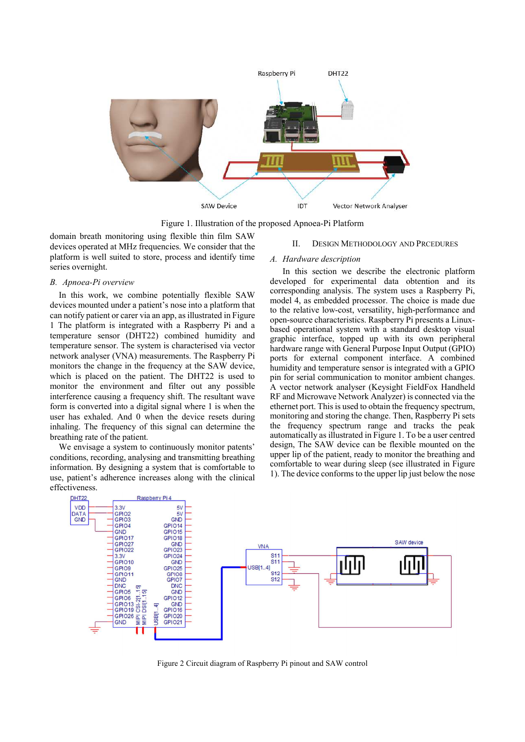Figure 1. Illustration of the proposed Apnoea-Pi Platform

domain breath monitoring using flexible thin film SAW devices operated at MHz frequencies. We consider that the platform is well suited to store, process and identify time series overnight.

### *B. Apnoea-Pi overview*

In this work, we combine potentially flexible SAW devices mounted under a patient's nose into a platform that can notify patient or carer via an app, as illustrated in Figure 1 The platform is integrated with a Raspberry Pi and a temperature sensor (DHT22) combined humidity and temperature sensor. The system is characterised via vector network analyser (VNA) measurements. The Raspberry Pi monitors the change in the frequency at the SAW device, which is placed on the patient. The DHT22 is used to monitor the environment and filter out any possible interference causing a frequency shift. The resultant wave form is converted into a digital signal where 1 is when the user has exhaled. And 0 when the device resets during inhaling. The frequency of this signal can determine the breathing rate of the patient.

We envisage a system to continuously monitor patents' conditions, recording, analysing and transmitting breathing information. By designing a system that is comfortable to use, patient's adherence increases along with the clinical effectiveness.

## II. Design Methodology and Prcedures

### *A. Hardware description*

In this section we describe the electronic platform developed for experimental data obtention and its corresponding analysis. The system uses a Raspberry Pi, model 4, as embedded processor. The choice is made due to the relative low-cost, versatility, high-performance and open-source characteristics. Raspberry Pi presents a Linux-based operational system with a standard desktop visual graphic interface, topped up with its own peripheral hardware range with General Purpose Input Output (GPIO) ports for external component interface. A combined humidity and temperature sensor is integrated with a GPIO pin for serial communication to monitor ambient changes. A vector network analyser (Keysight FieldFox Handheld RF and Microwave Network Analyzer) is connected via the ethernet port. This is used to obtain the frequency spectrum, monitoring and storing the change. Then, Raspberry Pi sets the frequency spectrum range and tracks the peak automatically as illustrated in Figure 1. To be a user centred design, The SAW device can be flexible mounted on the upper lip of the patient, ready to monitor the breathing and comfortable to wear during sleep (see illustrated in Figure 1). The device conforms to the upper lip just below the nose

Figure 2 Circuit diagram of Raspberry Pi pinout and SAW control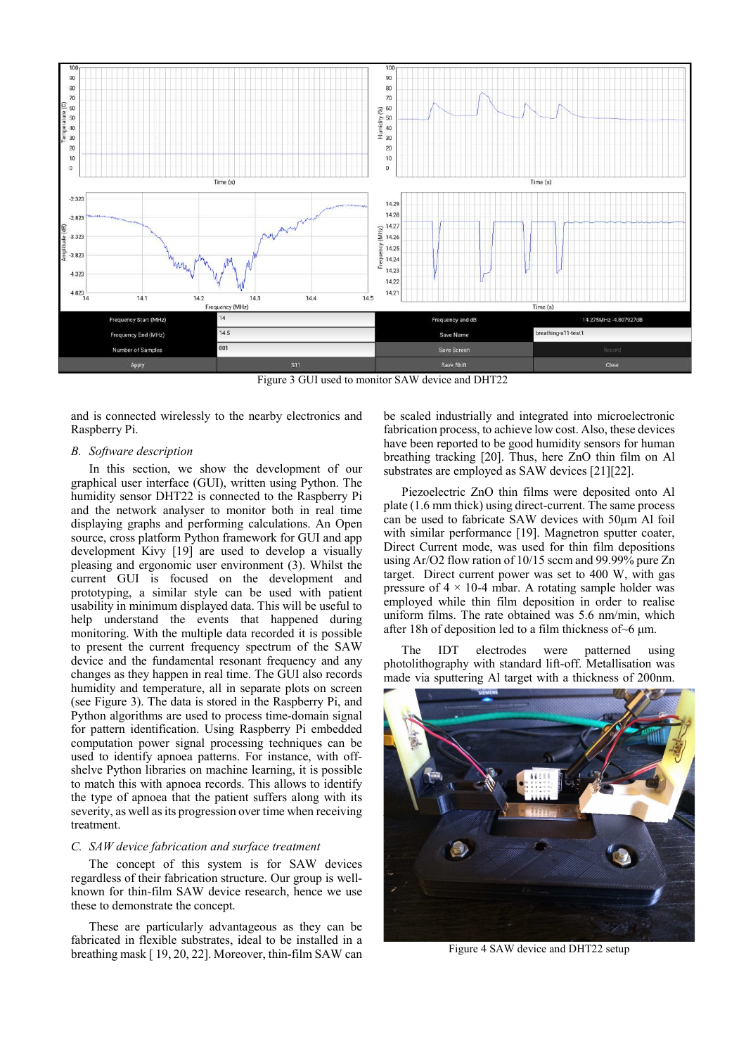Figure 3 GUI used to monitor SAW device and DHT22

and is connected wirelessly to the nearby electronics and Raspberry Pi.

### B. *Software description*

In this section, we show the development of our graphical user interface (GUI), written using Python. The humidity sensor DHT22 is connected to the Raspberry Pi and the network analyser to monitor both in real time displaying graphs and performing calculations. An Open source, cross platform Python framework for GUI and app development Kivy [19] are used to develop a visually pleasing and ergonomic user environment (3). Whilst the current GUI is focused on the development and prototyping, a similar style can be used with patient usability in minimum displayed data. This will be useful to help understand the events that happened during monitoring. With the multiple data recorded it is possible to present the current frequency spectrum of the SAW device and the fundamental resonant frequency and any changes as they happen in real time. The GUI also records humidity and temperature, all in separate plots on screen (see Figure 3). The data is stored in the Raspberry Pi, and Python algorithms are used to process time-domain signal for pattern identification. Using Raspberry Pi embedded computation power signal processing techniques can be used to identify apnoea patterns. For instance, with off-shelve Python libraries on machine learning, it is possible to match this with apnoea records. This allows to identify the type of apnoea that the patient suffers along with its severity, as well as its progression over time when receiving treatment.

### C. *SAW device fabrication and surface treatment*

The concept of this system is for SAW devices regardless of their fabrication structure. Our group is well-known for thin-film SAW device research, hence we use these to demonstrate the concept.

These are particularly advantageous as they can be fabricated in flexible substrates, ideal to be installed in a breathing mask [ 19, 20, 22]. Moreover, thin-film SAW can be scaled industrially and integrated into microelectronic fabrication process, to achieve low cost. Also, these devices have been reported to be good humidity sensors for human breathing tracking [20]. Thus, here ZnO thin film on Al substrates are employed as SAW devices [21][22].

Piezoelectric ZnO thin films were deposited onto Al plate (1.6 mm thick) using direct-current. The same process can be used to fabricate SAW devices with 50µm Al foil with similar performance [19]. Magnetron sputter coater, Direct Current mode, was used for thin film depositions using Ar/O2 flow ration of 10/15 sccm and 99.99% pure Zn target. Direct current power was set to 400 W, with gas pressure of $4 \times 10\text{-}4$ mbar. A rotating sample holder was employed while thin film deposition in order to realise uniform films. The rate obtained was 5.6 nm/min, which after 18h of deposition led to a film thickness of~6 µm.

The IDT electrodes were patterned using photolithography with standard lift-off. Metallisation was made via sputtering Al target with a thickness of 200nm.

Figure 4 SAW device and DHT22 setup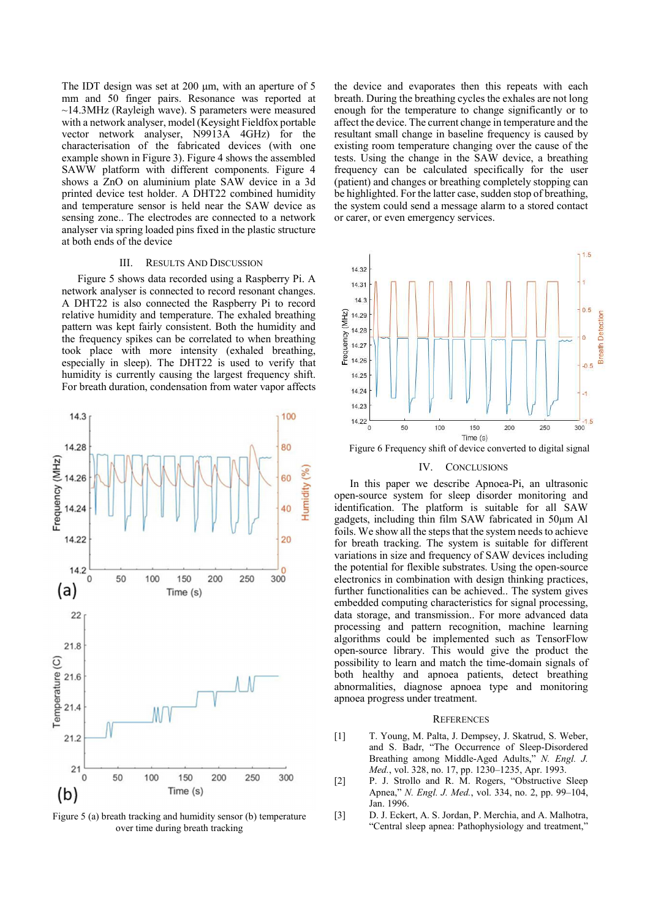The IDT design was set at 200 µm, with an aperture of 5 mm and 50 finger pairs. Resonance was reported at ~14.3MHz (Rayleigh wave). S parameters were measured with a network analyser, model (Keysight Fieldfox portable vector network analyser, N9913A 4GHz) for the characterisation of the fabricated devices (with one example shown in Figure 3). Figure 4 shows the assembled SAWW platform with different components. Figure 4 shows a ZnO on aluminium plate SAW device in a 3d printed device test holder. A DHT22 combined humidity and temperature sensor is held near the SAW device as sensing zone.. The electrodes are connected to a network analyser via spring loaded pins fixed in the plastic structure at both ends of the device

## III. Results And Discussion

Figure 5 shows data recorded using a Raspberry Pi. A network analyser is connected to record resonant changes. A DHT22 is also connected the Raspberry Pi to record relative humidity and temperature. The exhaled breathing pattern was kept fairly consistent. Both the humidity and the frequency spikes can be correlated to when breathing took place with more intensity (exhaled breathing, especially in sleep). The DHT22 is used to verify that humidity is currently causing the largest frequency shift. For breath duration, condensation from water vapor affects the device and evaporates then this repeats with each breath. During the breathing cycles the exhales are not long enough for the temperature to change significantly or to affect the device. The current change in temperature and the resultant small change in baseline frequency is caused by existing room temperature changing over the cause of the tests. Using the change in the SAW device, a breathing frequency can be calculated specifically for the user (patient) and changes or breathing completely stopping can be highlighted. For the latter case, sudden stop of breathing, the system could send a message alarm to a stored contact or carer, or even emergency services.

Figure 5 (a) breath tracking and humidity sensor (b) temperature over time during breath tracking

Figure 6 Frequency shift of device converted to digital signal

## IV. Conclusions

In this paper we describe Apnoea-Pi, an ultrasonic open-source system for sleep disorder monitoring and identification. The platform is suitable for all SAW gadgets, including thin film SAW fabricated in 50µm Al foils. We show all the steps that the system needs to achieve for breath tracking. The system is suitable for different variations in size and frequency of SAW devices including the potential for flexible substrates. Using the open-source electronics in combination with design thinking practices, further functionalities can be achieved.. The system gives embedded computing characteristics for signal processing, data storage, and transmission.. For more advanced data processing and pattern recognition, machine learning algorithms could be implemented such as TensorFlow open-source library. This would give the product the possibility to learn and match the time-domain signals of both healthy and apnoea patients, detect breathing abnormalities, diagnose apnoea type and monitoring apnoea progress under treatment.

## References

[1] T. Young, M. Palta, J. Dempsey, J. Skatrud, S. Weber, and S. Badr, "The Occurrence of Sleep-Disordered Breathing among Middle-Aged Adults," *N. Engl. J. Med.*, vol. 328, no. 17, pp. 1230–1235, Apr. 1993.

[2] P. J. Strollo and R. M. Rogers, "Obstructive Sleep Apnea," *N. Engl. J. Med.*, vol. 334, no. 2, pp. 99–104, Jan. 1996.

[3] D. J. Eckert, A. S. Jordan, P. Merchia, and A. Malhotra, "Central sleep apnea: Pathophysiology and treatment,"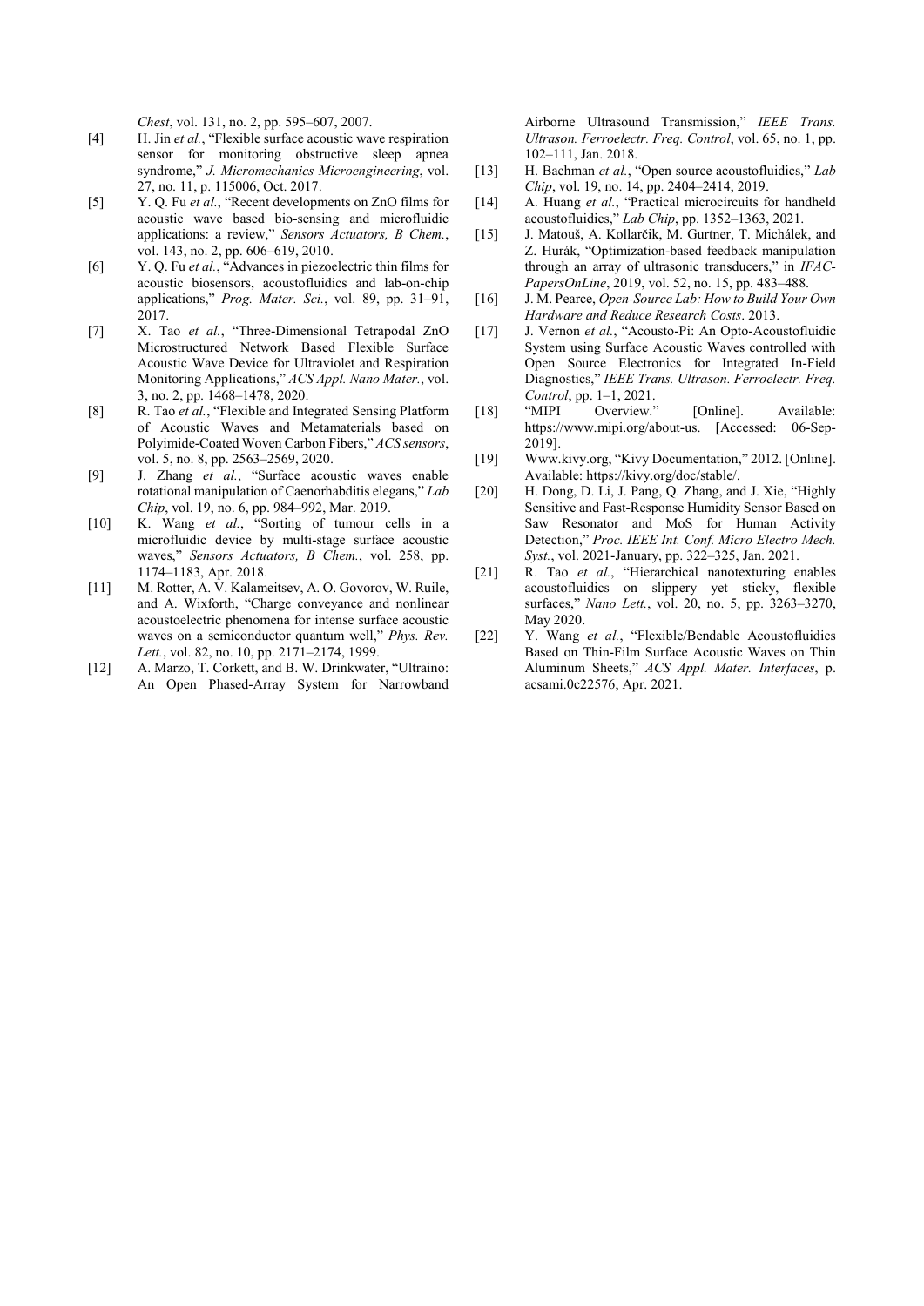*Chest*, vol. 131, no. 2, pp. 595–607, 2007.

[4] H. Jin *et al.*, "Flexible surface acoustic wave respiration sensor for monitoring obstructive sleep apnea syndrome," *J. Micromechanics Microengineering*, vol. 27, no. 11, p. 115006, Oct. 2017.

[5] Y. Q. Fu *et al.*, "Recent developments on ZnO films for acoustic wave based bio-sensing and microfluidic applications: a review," *Sensors Actuators, B Chem.*, vol. 143, no. 2, pp. 606–619, 2010.

[6] Y. Q. Fu *et al.*, "Advances in piezoelectric thin films for acoustic biosensors, acoustofluidics and lab-on-chip applications," *Prog. Mater. Sci.*, vol. 89, pp. 31–91, 2017.

[7] X. Tao *et al.*, "Three-Dimensional Tetrapodal ZnO Microstructured Network Based Flexible Surface Acoustic Wave Device for Ultraviolet and Respiration Monitoring Applications," *ACS Appl. Nano Mater.*, vol. 3, no. 2, pp. 1468–1478, 2020.

[8] R. Tao *et al.*, "Flexible and Integrated Sensing Platform of Acoustic Waves and Metamaterials based on Polyimide-Coated Woven Carbon Fibers," *ACS sensors*, vol. 5, no. 8, pp. 2563–2569, 2020.

[9] J. Zhang *et al.*, "Surface acoustic waves enable rotational manipulation of Caenorhabditis elegans," *Lab Chip*, vol. 19, no. 6, pp. 984–992, Mar. 2019.

[10] K. Wang *et al.*, "Sorting of tumour cells in a microfluidic device by multi-stage surface acoustic waves," *Sensors Actuators, B Chem.*, vol. 258, pp. 1174–1183, Apr. 2018.

[11] M. Rotter, A. V. Kalameitsev, A. O. Govorov, W. Ruile, and A. Wixforth, "Charge conveyance and nonlinear acoustoelectric phenomena for intense surface acoustic waves on a semiconductor quantum well," *Phys. Rev. Lett.*, vol. 82, no. 10, pp. 2171–2174, 1999.

[12] A. Marzo, T. Corkett, and B. W. Drinkwater, "Ultraino: An Open Phased-Array System for Narrowband Airborne Ultrasound Transmission," *IEEE Trans. Ultrason. Ferroelectr. Freq. Control*, vol. 65, no. 1, pp. 102–111, Jan. 2018.

[13] H. Bachman *et al.*, "Open source acoustofluidics," *Lab Chip*, vol. 19, no. 14, pp. 2404–2414, 2019.

[14] A. Huang *et al.*, "Practical microcircuits for handheld acoustofluidics," *Lab Chip*, pp. 1352–1363, 2021.

[15] J. Matouš, A. Kollarčik, M. Gurtner, T. Michálek, and Z. Hurák, "Optimization-based feedback manipulation through an array of ultrasonic transducers," in *IFAC-PapersOnLine*, 2019, vol. 52, no. 15, pp. 483–488.

[16] J. M. Pearce, *Open-Source Lab: How to Build Your Own Hardware and Reduce Research Costs*. 2013.

[17] J. Vernon *et al.*, "Acousto-Pi: An Opto-Acoustofluidic System using Surface Acoustic Waves controlled with Open Source Electronics for Integrated In-Field Diagnostics," *IEEE Trans. Ultrason. Ferroelectr. Freq. Control*, pp. 1–1, 2021.

[18] "MIPI Overview." [Online]. Available: https://www.mipi.org/about-us. [Accessed: 06-Sep-2019].

[19] Www.kivy.org, "Kivy Documentation," 2012. [Online]. Available: https://kivy.org/doc/stable/.

[20] H. Dong, D. Li, J. Pang, Q. Zhang, and J. Xie, "Highly Sensitive and Fast-Response Humidity Sensor Based on Saw Resonator and MoS for Human Activity Detection," *Proc. IEEE Int. Conf. Micro Electro Mech. Syst.*, vol. 2021-January, pp. 322–325, Jan. 2021.

[21] R. Tao *et al.*, "Hierarchical nanotexturing enables acoustofluidics on slippery yet sticky, flexible surfaces," *Nano Lett.*, vol. 20, no. 5, pp. 3263–3270, May 2020.

[22] Y. Wang *et al.*, "Flexible/Bendable Acoustofluidics Based on Thin-Film Surface Acoustic Waves on Thin Aluminum Sheets," *ACS Appl. Mater. Interfaces*, p. acsami.0c22576, Apr. 2021.